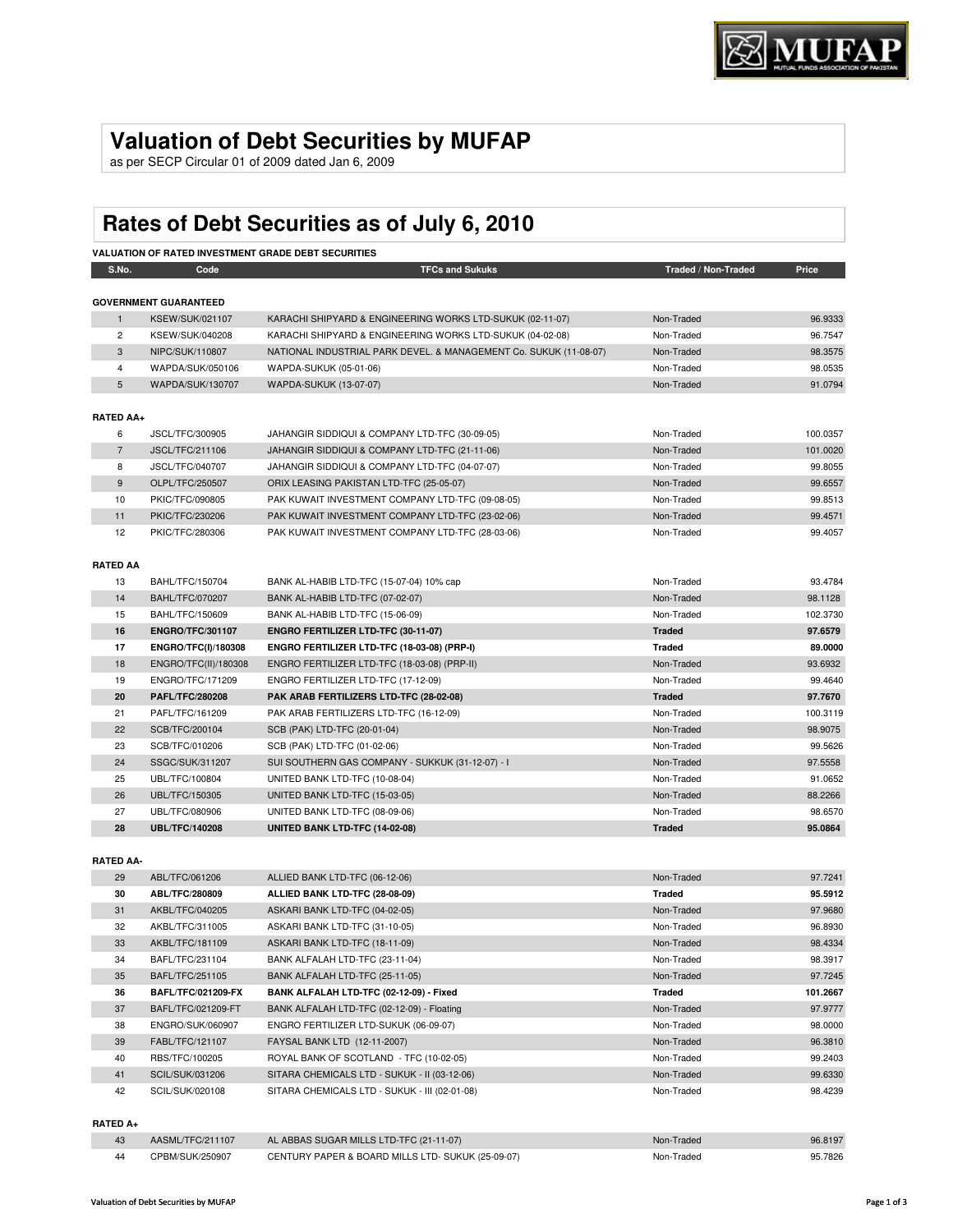# Valuation of Debt Securities by MUFAP

as per SECP Circular 01 of 2009 dated Jan 6, 2009

# Rates of Debt Securities as of July 6, 2010

**VALUATION OF RATED INVESTMENT GRADE DEBT SECURITIES**

| S.No. | Code | TFCs and Sukuks | Traded / Non-Traded | Price |
|---|---|---|---|---|
| **GOVERNMENT GUARANTEED** | | | | |
| 1 | KSEW/SUK/021107 | KARACHI SHIPYARD & ENGINEERING WORKS LTD-SUKUK (02-11-07) | Non-Traded | 96.9333 |
| 2 | KSEW/SUK/040208 | KARACHI SHIPYARD & ENGINEERING WORKS LTD-SUKUK (04-02-08) | Non-Traded | 96.7547 |
| 3 | NIPC/SUK/110807 | NATIONAL INDUSTRIAL PARK DEVEL. & MANAGEMENT Co. SUKUK (11-08-07) | Non-Traded | 98.3575 |
| 4 | WAPDA/SUK/050106 | WAPDA-SUKUK (05-01-06) | Non-Traded | 98.0535 |
| 5 | WAPDA/SUK/130707 | WAPDA-SUKUK (13-07-07) | Non-Traded | 91.0794 |
| **RATED AA+** | | | | |
| 6 | JSCL/TFC/300905 | JAHANGIR SIDDIQUI & COMPANY LTD-TFC (30-09-05) | Non-Traded | 100.0357 |
| 7 | JSCL/TFC/211106 | JAHANGIR SIDDIQUI & COMPANY LTD-TFC (21-11-06) | Non-Traded | 101.0020 |
| 8 | JSCL/TFC/040707 | JAHANGIR SIDDIQUI & COMPANY LTD-TFC (04-07-07) | Non-Traded | 99.8055 |
| 9 | OLPL/TFC/250507 | ORIX LEASING PAKISTAN LTD-TFC (25-05-07) | Non-Traded | 99.6557 |
| 10 | PKIC/TFC/090805 | PAK KUWAIT INVESTMENT COMPANY LTD-TFC (09-08-05) | Non-Traded | 99.8513 |
| 11 | PKIC/TFC/230206 | PAK KUWAIT INVESTMENT COMPANY LTD-TFC (23-02-06) | Non-Traded | 99.4571 |
| 12 | PKIC/TFC/280306 | PAK KUWAIT INVESTMENT COMPANY LTD-TFC (28-03-06) | Non-Traded | 99.4057 |
| **RATED AA** | | | | |
| 13 | BAHL/TFC/150704 | BANK AL-HABIB LTD-TFC (15-07-04) 10% cap | Non-Traded | 93.4784 |
| 14 | BAHL/TFC/070207 | BANK AL-HABIB LTD-TFC (07-02-07) | Non-Traded | 98.1128 |
| 15 | BAHL/TFC/150609 | BANK AL-HABIB LTD-TFC (15-06-09) | Non-Traded | 102.3730 |
| **16** | **ENGRO/TFC/301107** | **ENGRO FERTILIZER LTD-TFC (30-11-07)** | **Traded** | **97.6579** |
| **17** | **ENGRO/TFC(I)/180308** | **ENGRO FERTILIZER LTD-TFC (18-03-08) (PRP-I)** | **Traded** | **89.0000** |
| 18 | ENGRO/TFC(II)/180308 | ENGRO FERTILIZER LTD-TFC (18-03-08) (PRP-II) | Non-Traded | 93.6932 |
| 19 | ENGRO/TFC/171209 | ENGRO FERTILIZER LTD-TFC (17-12-09) | Non-Traded | 99.4640 |
| **20** | **PAFL/TFC/280208** | **PAK ARAB FERTILIZERS LTD-TFC (28-02-08)** | **Traded** | **97.7670** |
| 21 | PAFL/TFC/161209 | PAK ARAB FERTILIZERS LTD-TFC (16-12-09) | Non-Traded | 100.3119 |
| 22 | SCB/TFC/200104 | SCB (PAK) LTD-TFC (20-01-04) | Non-Traded | 98.9075 |
| 23 | SCB/TFC/010206 | SCB (PAK) LTD-TFC (01-02-06) | Non-Traded | 99.5626 |
| 24 | SSGC/SUK/311207 | SUI SOUTHERN GAS COMPANY - SUKKUK (31-12-07) - I | Non-Traded | 97.5558 |
| 25 | UBL/TFC/100804 | UNITED BANK LTD-TFC (10-08-04) | Non-Traded | 91.0652 |
| 26 | UBL/TFC/150305 | UNITED BANK LTD-TFC (15-03-05) | Non-Traded | 88.2266 |
| 27 | UBL/TFC/080906 | UNITED BANK LTD-TFC (08-09-06) | Non-Traded | 98.6570 |
| **28** | **UBL/TFC/140208** | **UNITED BANK LTD-TFC (14-02-08)** | **Traded** | **95.0864** |
| **RATED AA-** | | | | |
| 29 | ABL/TFC/061206 | ALLIED BANK LTD-TFC (06-12-06) | Non-Traded | 97.7241 |
| **30** | **ABL/TFC/280809** | **ALLIED BANK LTD-TFC (28-08-09)** | **Traded** | **95.5912** |
| 31 | AKBL/TFC/040205 | ASKARI BANK LTD-TFC (04-02-05) | Non-Traded | 97.9680 |
| 32 | AKBL/TFC/311005 | ASKARI BANK LTD-TFC (31-10-05) | Non-Traded | 96.8930 |
| 33 | AKBL/TFC/181109 | ASKARI BANK LTD-TFC (18-11-09) | Non-Traded | 98.4334 |
| 34 | BAFL/TFC/231104 | BANK ALFALAH LTD-TFC (23-11-04) | Non-Traded | 98.3917 |
| 35 | BAFL/TFC/251105 | BANK ALFALAH LTD-TFC (25-11-05) | Non-Traded | 97.7245 |
| **36** | **BAFL/TFC/021209-FX** | **BANK ALFALAH LTD-TFC (02-12-09) - Fixed** | **Traded** | **101.2667** |
| 37 | BAFL/TFC/021209-FT | BANK ALFALAH LTD-TFC (02-12-09) - Floating | Non-Traded | 97.9777 |
| 38 | ENGRO/SUK/060907 | ENGRO FERTILIZER LTD-SUKUK (06-09-07) | Non-Traded | 98.0000 |
| 39 | FABL/TFC/121107 | FAYSAL BANK LTD (12-11-2007) | Non-Traded | 96.3810 |
| 40 | RBS/TFC/100205 | ROYAL BANK OF SCOTLAND - TFC (10-02-05) | Non-Traded | 99.2403 |
| 41 | SCIL/SUK/031206 | SITARA CHEMICALS LTD - SUKUK - II (03-12-06) | Non-Traded | 99.6330 |
| 42 | SCIL/SUK/020108 | SITARA CHEMICALS LTD - SUKUK - III (02-01-08) | Non-Traded | 98.4239 |
| **RATED A+** | | | | |
| 43 | AASML/TFC/211107 | AL ABBAS SUGAR MILLS LTD-TFC (21-11-07) | Non-Traded | 96.8197 |
| 44 | CPBM/SUK/250907 | CENTURY PAPER & BOARD MILLS LTD- SUKUK (25-09-07) | Non-Traded | 95.7826 |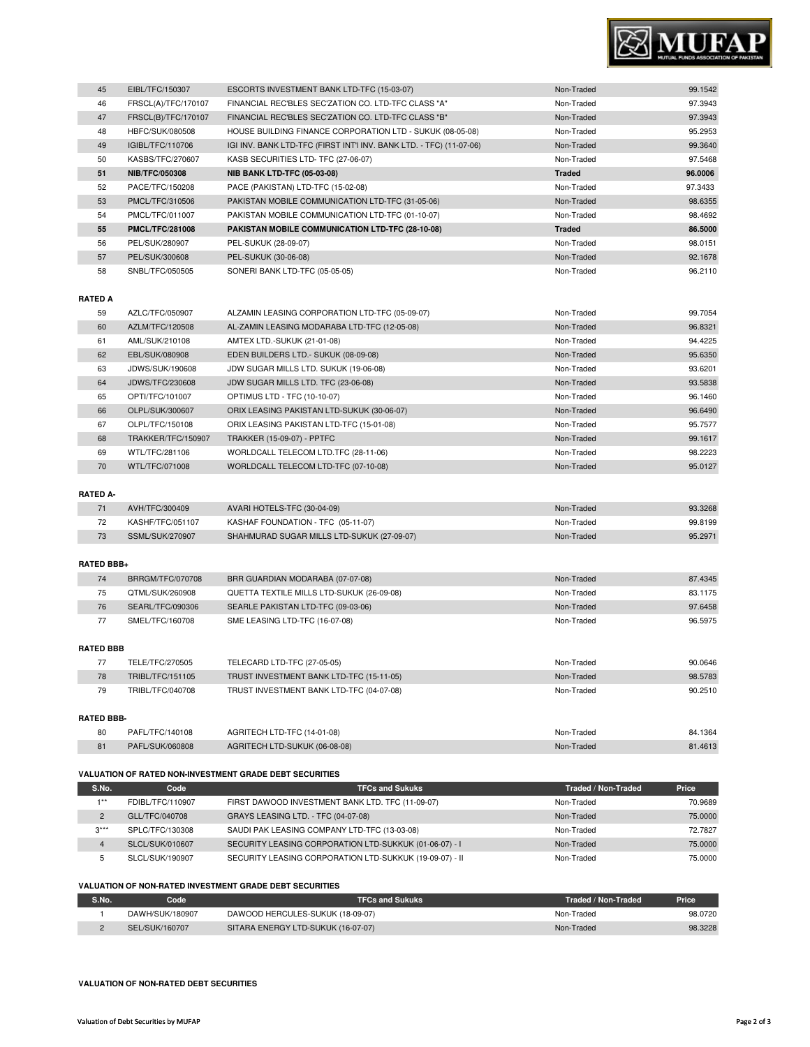| 45 | EIBL/TFC/150307 | ESCORTS INVESTMENT BANK LTD-TFC (15-03-07) | Non-Traded | 99.1542 |
|---|---|---|---|---|
| 46 | FRSCL(A)/TFC/170107 | FINANCIAL REC'BLES SEC'ZATION CO. LTD-TFC CLASS "A" | Non-Traded | 97.3943 |
| 47 | FRSCL(B)/TFC/170107 | FINANCIAL REC'BLES SEC'ZATION CO. LTD-TFC CLASS "B" | Non-Traded | 97.3943 |
| 48 | HBFC/SUK/080508 | HOUSE BUILDING FINANCE CORPORATION LTD - SUKUK (08-05-08) | Non-Traded | 95.2953 |
| 49 | IGIBL/TFC/110706 | IGI INV. BANK LTD-TFC (FIRST INT'l INV. BANK LTD. - TFC) (11-07-06) | Non-Traded | 99.3640 |
| 50 | KASBS/TFC/270607 | KASB SECURITIES LTD- TFC (27-06-07) | Non-Traded | 97.5468 |
| **51** | **NIB/TFC/050308** | **NIB BANK LTD-TFC (05-03-08)** | **Traded** | **96.0006** |
| 52 | PACE/TFC/150208 | PACE (PAKISTAN) LTD-TFC (15-02-08) | Non-Traded | 97.3433 |
| 53 | PMCL/TFC/310506 | PAKISTAN MOBILE COMMUNICATION LTD-TFC (31-05-06) | Non-Traded | 98.6355 |
| 54 | PMCL/TFC/011007 | PAKISTAN MOBILE COMMUNICATION LTD-TFC (01-10-07) | Non-Traded | 98.4692 |
| **55** | **PMCL/TFC/281008** | **PAKISTAN MOBILE COMMUNICATION LTD-TFC (28-10-08)** | **Traded** | **86.5000** |
| 56 | PEL/SUK/280907 | PEL-SUKUK (28-09-07) | Non-Traded | 98.0151 |
| 57 | PEL/SUK/300608 | PEL-SUKUK (30-06-08) | Non-Traded | 92.1678 |
| 58 | SNBL/TFC/050505 | SONERI BANK LTD-TFC (05-05-05) | Non-Traded | 96.2110 |

**RATED A**

| 59 | AZLC/TFC/050907 | ALZAMIN LEASING CORPORATION LTD-TFC (05-09-07) | Non-Traded | 99.7054 |
|---|---|---|---|---|
| 60 | AZLM/TFC/120508 | AL-ZAMIN LEASING MODARABA LTD-TFC (12-05-08) | Non-Traded | 96.8321 |
| 61 | AML/SUK/210108 | AMTEX LTD.-SUKUK (21-01-08) | Non-Traded | 94.4225 |
| 62 | EBL/SUK/080908 | EDEN BUILDERS LTD.- SUKUK (08-09-08) | Non-Traded | 95.6350 |
| 63 | JDWS/SUK/190608 | JDW SUGAR MILLS LTD. SUKUK (19-06-08) | Non-Traded | 93.6201 |
| 64 | JDWS/TFC/230608 | JDW SUGAR MILLS LTD. TFC (23-06-08) | Non-Traded | 93.5838 |
| 65 | OPTI/TFC/101007 | OPTIMUS LTD - TFC (10-10-07) | Non-Traded | 96.1460 |
| 66 | OLPL/SUK/300607 | ORIX LEASING PAKISTAN LTD-SUKUK (30-06-07) | Non-Traded | 96.6490 |
| 67 | OLPL/TFC/150108 | ORIX LEASING PAKISTAN LTD-TFC (15-01-08) | Non-Traded | 95.7577 |
| 68 | TRAKKER/TFC/150907 | TRAKKER (15-09-07) - PPTFC | Non-Traded | 99.1617 |
| 69 | WTL/TFC/281106 | WORLDCALL TELECOM LTD.TFC (28-11-06) | Non-Traded | 98.2223 |
| 70 | WTL/TFC/071008 | WORLDCALL TELECOM LTD-TFC (07-10-08) | Non-Traded | 95.0127 |

**RATED A-**

| 71 | AVH/TFC/300409 | AVARI HOTELS-TFC (30-04-09) | Non-Traded | 93.3268 |
|---|---|---|---|---|
| 72 | KASHF/TFC/051107 | KASHAF FOUNDATION - TFC (05-11-07) | Non-Traded | 99.8199 |
| 73 | SSML/SUK/270907 | SHAHMURAD SUGAR MILLS LTD-SUKUK (27-09-07) | Non-Traded | 95.2971 |

**RATED BBB+**

| 74 | BRRGM/TFC/070708 | BRR GUARDIAN MODARABA (07-07-08) | Non-Traded | 87.4345 |
|---|---|---|---|---|
| 75 | QTML/SUK/260908 | QUETTA TEXTILE MILLS LTD-SUKUK (26-09-08) | Non-Traded | 83.1175 |
| 76 | SEARL/TFC/090306 | SEARLE PAKISTAN LTD-TFC (09-03-06) | Non-Traded | 97.6458 |
| 77 | SMEL/TFC/160708 | SME LEASING LTD-TFC (16-07-08) | Non-Traded | 96.5975 |

**RATED BBB**

| 77 | TELE/TFC/270505 | TELECARD LTD-TFC (27-05-05) | Non-Traded | 90.0646 |
|---|---|---|---|---|
| 78 | TRIBL/TFC/151105 | TRUST INVESTMENT BANK LTD-TFC (15-11-05) | Non-Traded | 98.5783 |
| 79 | TRIBL/TFC/040708 | TRUST INVESTMENT BANK LTD-TFC (04-07-08) | Non-Traded | 90.2510 |

**RATED BBB-**

| 80 | PAFL/TFC/140108 | AGRITECH LTD-TFC (14-01-08) | Non-Traded | 84.1364 |
|---|---|---|---|---|
| 81 | PAFL/SUK/060808 | AGRITECH LTD-SUKUK (06-08-08) | Non-Traded | 81.4613 |

**VALUATION OF RATED NON-INVESTMENT GRADE DEBT SECURITIES**

| S.No. | Code | TFCs and Sukuks | Traded / Non-Traded | Price |
|---|---|---|---|---|
| 1** | FDIBL/TFC/110907 | FIRST DAWOOD INVESTMENT BANK LTD. TFC (11-09-07) | Non-Traded | 70.9689 |
| 2 | GLL/TFC/040708 | GRAYS LEASING LTD. - TFC (04-07-08) | Non-Traded | 75.0000 |
| 3*** | SPLC/TFC/130308 | SAUDI PAK LEASING COMPANY LTD-TFC (13-03-08) | Non-Traded | 72.7827 |
| 4 | SLCL/SUK/010607 | SECURITY LEASING CORPORATION LTD-SUKKUK (01-06-07) - I | Non-Traded | 75.0000 |
| 5 | SLCL/SUK/190907 | SECURITY LEASING CORPORATION LTD-SUKKUK (19-09-07) - II | Non-Traded | 75.0000 |

**VALUATION OF NON-RATED INVESTMENT GRADE DEBT SECURITIES**

| S.No. | Code | TFCs and Sukuks | Traded / Non-Traded | Price |
|---|---|---|---|---|
| 1 | DAWH/SUK/180907 | DAWOOD HERCULES-SUKUK (18-09-07) | Non-Traded | 98.0720 |
| 2 | SEL/SUK/160707 | SITARA ENERGY LTD-SUKUK (16-07-07) | Non-Traded | 98.3228 |

**VALUATION OF NON-RATED DEBT SECURITIES**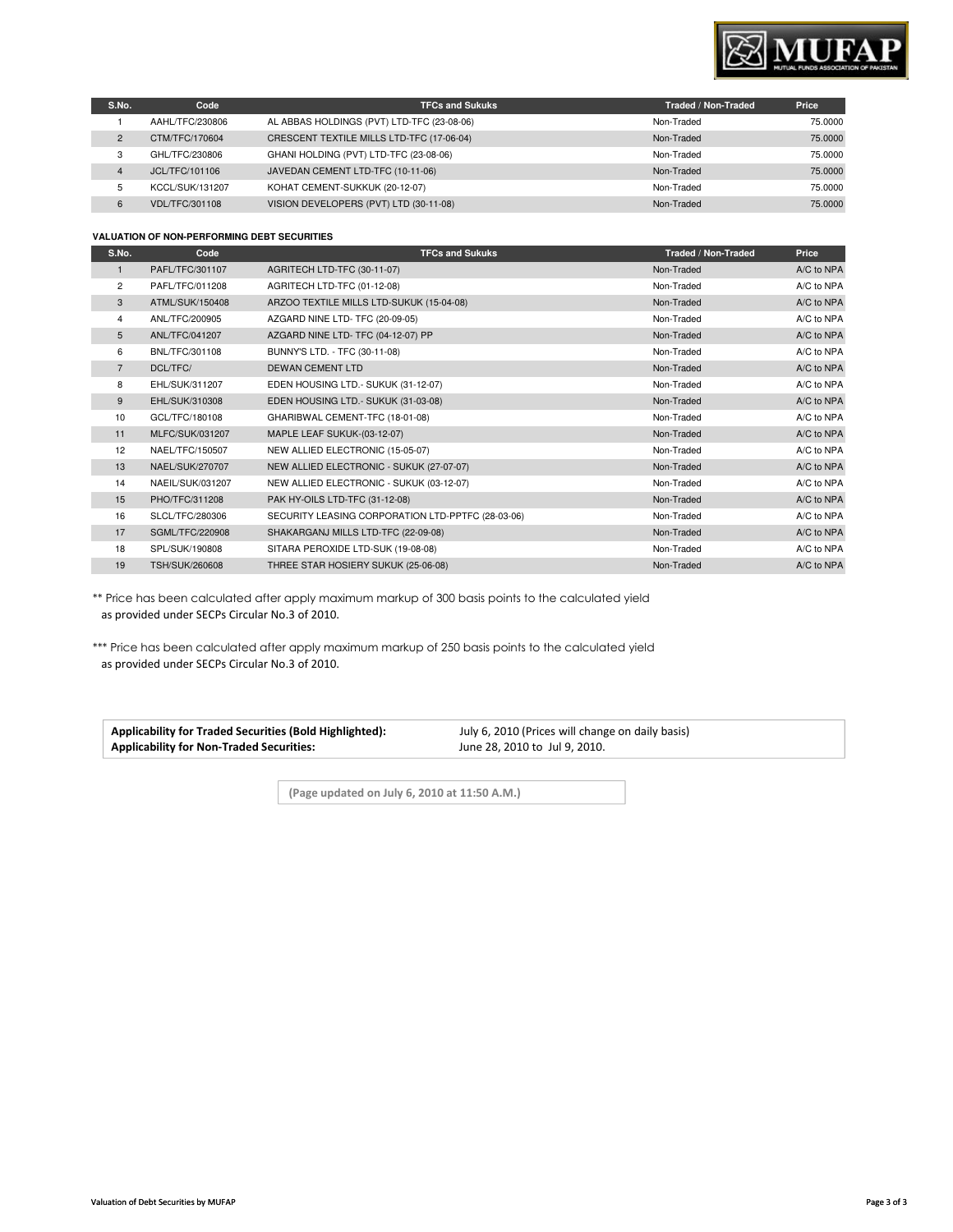| S.No. | Code | TFCs and Sukuks | Traded / Non-Traded | Price |
|---|---|---|---|---|
| 1 | AAHL/TFC/230806 | AL ABBAS HOLDINGS (PVT) LTD-TFC (23-08-06) | Non-Traded | 75.0000 |
| 2 | CTM/TFC/170604 | CRESCENT TEXTILE MILLS LTD-TFC (17-06-04) | Non-Traded | 75.0000 |
| 3 | GHL/TFC/230806 | GHANI HOLDING (PVT) LTD-TFC (23-08-06) | Non-Traded | 75.0000 |
| 4 | JCL/TFC/101106 | JAVEDAN CEMENT LTD-TFC (10-11-06) | Non-Traded | 75.0000 |
| 5 | KCCL/SUK/131207 | KOHAT CEMENT-SUKKUK (20-12-07) | Non-Traded | 75.0000 |
| 6 | VDL/TFC/301108 | VISION DEVELOPERS (PVT) LTD (30-11-08) | Non-Traded | 75.0000 |

**VALUATION OF NON-PERFORMING DEBT SECURITIES**

| S.No. | Code | TFCs and Sukuks | Traded / Non-Traded | Price |
|---|---|---|---|---|
| 1 | PAFL/TFC/301107 | AGRITECH LTD-TFC (30-11-07) | Non-Traded | A/C to NPA |
| 2 | PAFL/TFC/011208 | AGRITECH LTD-TFC (01-12-08) | Non-Traded | A/C to NPA |
| 3 | ATML/SUK/150408 | ARZOO TEXTILE MILLS LTD-SUKUK (15-04-08) | Non-Traded | A/C to NPA |
| 4 | ANL/TFC/200905 | AZGARD NINE LTD- TFC (20-09-05) | Non-Traded | A/C to NPA |
| 5 | ANL/TFC/041207 | AZGARD NINE LTD- TFC (04-12-07) PP | Non-Traded | A/C to NPA |
| 6 | BNL/TFC/301108 | BUNNY'S LTD. - TFC (30-11-08) | Non-Traded | A/C to NPA |
| 7 | DCL/TFC/ | DEWAN CEMENT LTD | Non-Traded | A/C to NPA |
| 8 | EHL/SUK/311207 | EDEN HOUSING LTD.- SUKUK (31-12-07) | Non-Traded | A/C to NPA |
| 9 | EHL/SUK/310308 | EDEN HOUSING LTD.- SUKUK (31-03-08) | Non-Traded | A/C to NPA |
| 10 | GCL/TFC/180108 | GHARIBWAL CEMENT-TFC (18-01-08) | Non-Traded | A/C to NPA |
| 11 | MLFC/SUK/031207 | MAPLE LEAF SUKUK-(03-12-07) | Non-Traded | A/C to NPA |
| 12 | NAEL/TFC/150507 | NEW ALLIED ELECTRONIC (15-05-07) | Non-Traded | A/C to NPA |
| 13 | NAEL/SUK/270707 | NEW ALLIED ELECTRONIC - SUKUK (27-07-07) | Non-Traded | A/C to NPA |
| 14 | NAEIL/SUK/031207 | NEW ALLIED ELECTRONIC - SUKUK (03-12-07) | Non-Traded | A/C to NPA |
| 15 | PHO/TFC/311208 | PAK HY-OILS LTD-TFC (31-12-08) | Non-Traded | A/C to NPA |
| 16 | SLCL/TFC/280306 | SECURITY LEASING CORPORATION LTD-PPTFC (28-03-06) | Non-Traded | A/C to NPA |
| 17 | SGML/TFC/220908 | SHAKARGANJ MILLS LTD-TFC (22-09-08) | Non-Traded | A/C to NPA |
| 18 | SPL/SUK/190808 | SITARA PEROXIDE LTD-SUK (19-08-08) | Non-Traded | A/C to NPA |
| 19 | TSH/SUK/260608 | THREE STAR HOSIERY SUKUK (25-06-08) | Non-Traded | A/C to NPA |

** Price has been calculated after apply maximum markup of 300 basis points to the calculated yield as provided under SECPs Circular No.3 of 2010.

*** Price has been calculated after apply maximum markup of 250 basis points to the calculated yield as provided under SECPs Circular No.3 of 2010.

| | |
|---|---|
| **Applicability for Traded Securities (Bold Highlighted):** | July 6, 2010 (Prices will change on daily basis) |
| **Applicability for Non-Traded Securities:** | June 28, 2010 to Jul 9, 2010. |

**(Page updated on July 6, 2010 at 11:50 A.M.)**